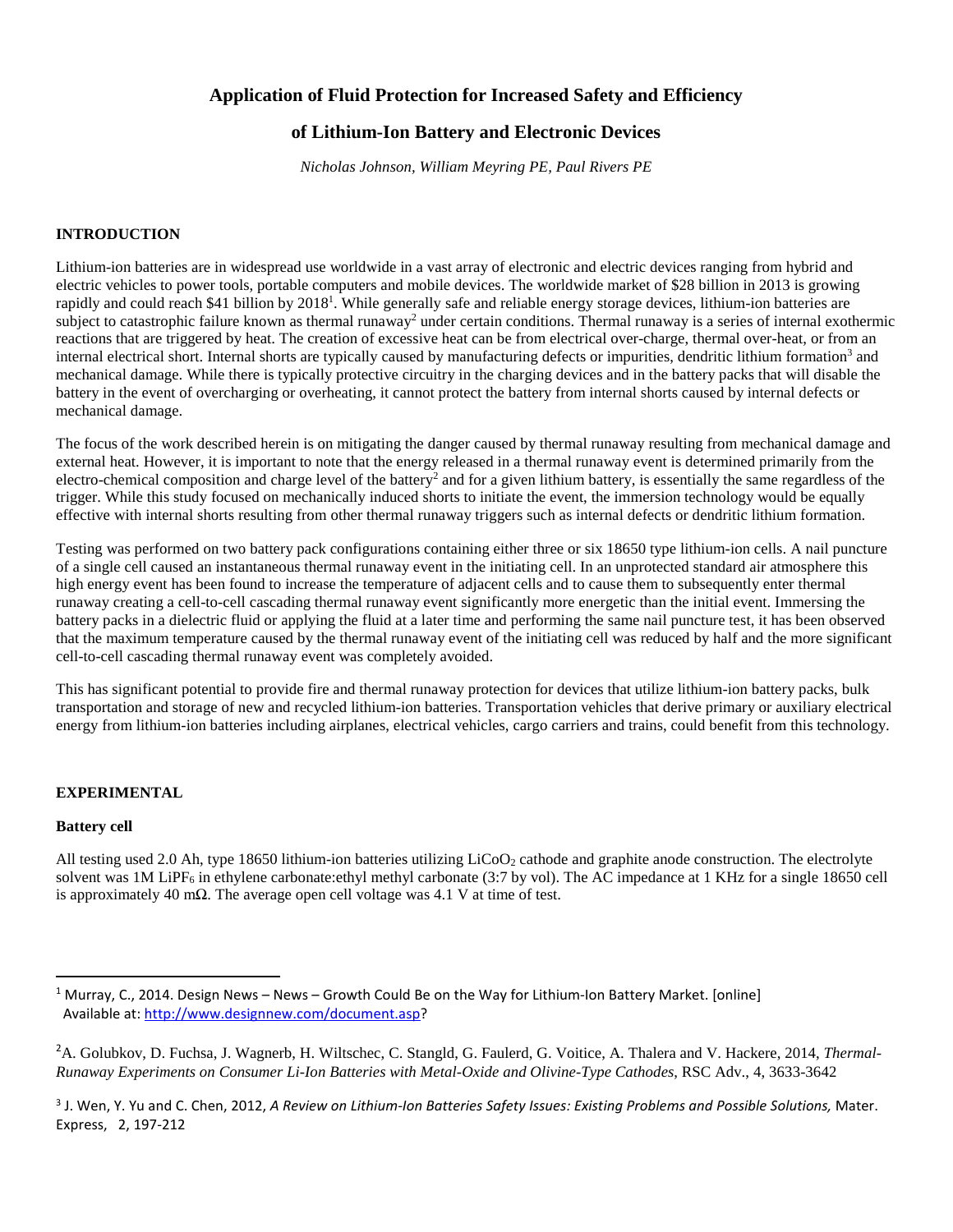# Application of Fluid Protection for Increased Safety and Efficiency

# of Lithium-Ion Battery and Electronic Devices

*Nicholas Johnson, William Meyring PE, Paul Rivers PE*

## INTRODUCTION

Lithium-ion batteries are in widespread use worldwide in a vast array of electronic and electric devices ranging from hybrid and electric vehicles to power tools, portable computers and mobile devices. The worldwide market of $28 billion in 2013 is growing rapidly and could reach $41 billion by 2018[1]. While generally safe and reliable energy storage devices, lithium-ion batteries are subject to catastrophic failure known as thermal runaway[2] under certain conditions. Thermal runaway is a series of internal exothermic reactions that are triggered by heat. The creation of excessive heat can be from electrical over-charge, thermal over-heat, or from an internal electrical short. Internal shorts are typically caused by manufacturing defects or impurities, dendritic lithium formation[3] and mechanical damage. While there is typically protective circuitry in the charging devices and in the battery packs that will disable the battery in the event of overcharging or overheating, it cannot protect the battery from internal shorts caused by internal defects or mechanical damage.

The focus of the work described herein is on mitigating the danger caused by thermal runaway resulting from mechanical damage and external heat. However, it is important to note that the energy released in a thermal runaway event is determined primarily from the electro-chemical composition and charge level of the battery[2] and for a given lithium battery, is essentially the same regardless of the trigger. While this study focused on mechanically induced shorts to initiate the event, the immersion technology would be equally effective with internal shorts resulting from other thermal runaway triggers such as internal defects or dendritic lithium formation.

Testing was performed on two battery pack configurations containing either three or six 18650 type lithium-ion cells. A nail puncture of a single cell caused an instantaneous thermal runaway event in the initiating cell. In an unprotected standard air atmosphere this high energy event has been found to increase the temperature of adjacent cells and to cause them to subsequently enter thermal runaway creating a cell-to-cell cascading thermal runaway event significantly more energetic than the initial event. Immersing the battery packs in a dielectric fluid or applying the fluid at a later time and performing the same nail puncture test, it has been observed that the maximum temperature caused by the thermal runaway event of the initiating cell was reduced by half and the more significant cell-to-cell cascading thermal runaway event was completely avoided.

This has significant potential to provide fire and thermal runaway protection for devices that utilize lithium-ion battery packs, bulk transportation and storage of new and recycled lithium-ion batteries. Transportation vehicles that derive primary or auxiliary electrical energy from lithium-ion batteries including airplanes, electrical vehicles, cargo carriers and trains, could benefit from this technology.

## EXPERIMENTAL

### Battery cell

All testing used 2.0 Ah, type 18650 lithium-ion batteries utilizing $LiCoO_2$ cathode and graphite anode construction. The electrolyte solvent was 1M $LiPF_6$ in ethylene carbonate:ethyl methyl carbonate (3:7 by vol). The AC impedance at 1 KHz for a single 18650 cell is approximately 40 m$\Omega$. The average open cell voltage was 4.1 V at time of test.

---

[1] Murray, C., 2014. Design News – News – Growth Could Be on the Way for Lithium-Ion Battery Market. [online] Available at: http://www.designnew.com/document.asp?

[2] A. Golubkov, D. Fuchsa, J. Wagnerb, H. Wiltschec, C. Stangld, G. Faulerd, G. Voitice, A. Thalera and V. Hackere, 2014, *Thermal-Runaway Experiments on Consumer Li-Ion Batteries with Metal-Oxide and Olivine-Type Cathodes*, RSC Adv., 4, 3633-3642

[3] J. Wen, Y. Yu and C. Chen, 2012, *A Review on Lithium-Ion Batteries Safety Issues: Existing Problems and Possible Solutions,* Mater. Express, 2, 197-212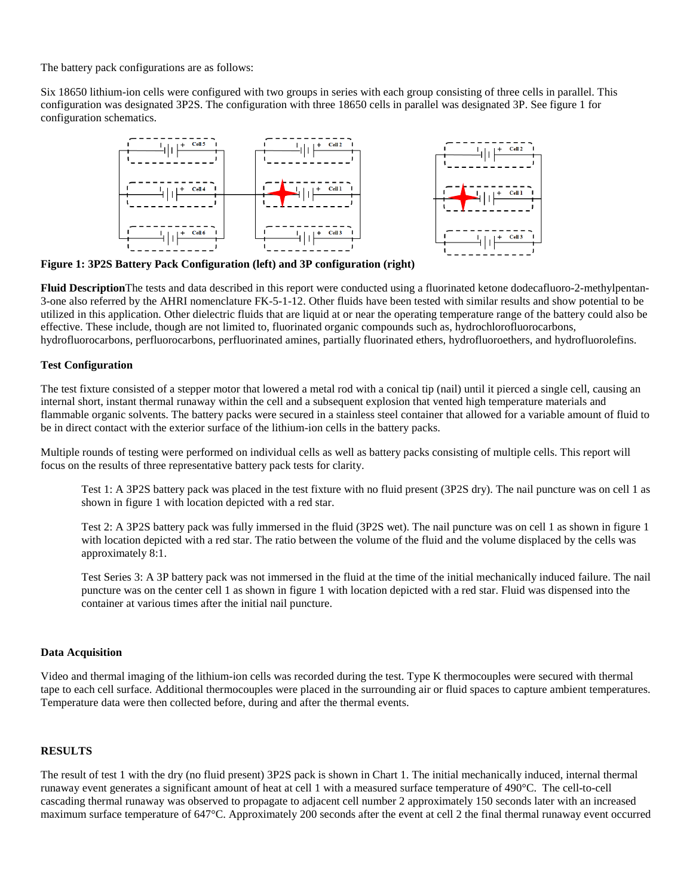The battery pack configurations are as follows:

Six 18650 lithium-ion cells were configured with two groups in series with each group consisting of three cells in parallel. This configuration was designated 3P2S. The configuration with three 18650 cells in parallel was designated 3P. See figure 1 for configuration schematics.

**Figure 1: 3P2S Battery Pack Configuration (left) and 3P configuration (right)**

**Fluid Description**The tests and data described in this report were conducted using a fluorinated ketone dodecafluoro-2-methylpentan-3-one also referred by the AHRI nomenclature FK-5-1-12. Other fluids have been tested with similar results and show potential to be utilized in this application. Other dielectric fluids that are liquid at or near the operating temperature range of the battery could also be effective. These include, though are not limited to, fluorinated organic compounds such as, hydrochlorofluorocarbons, hydrofluorocarbons, perfluorocarbons, perfluorinated amines, partially fluorinated ethers, hydrofluoroethers, and hydrofluorolefins.

**Test Configuration**

The test fixture consisted of a stepper motor that lowered a metal rod with a conical tip (nail) until it pierced a single cell, causing an internal short, instant thermal runaway within the cell and a subsequent explosion that vented high temperature materials and flammable organic solvents. The battery packs were secured in a stainless steel container that allowed for a variable amount of fluid to be in direct contact with the exterior surface of the lithium-ion cells in the battery packs.

Multiple rounds of testing were performed on individual cells as well as battery packs consisting of multiple cells. This report will focus on the results of three representative battery pack tests for clarity.

> Test 1: A 3P2S battery pack was placed in the test fixture with no fluid present (3P2S dry). The nail puncture was on cell 1 as shown in figure 1 with location depicted with a red star.
>
> Test 2: A 3P2S battery pack was fully immersed in the fluid (3P2S wet). The nail puncture was on cell 1 as shown in figure 1 with location depicted with a red star. The ratio between the volume of the fluid and the volume displaced by the cells was approximately 8:1.
>
> Test Series 3: A 3P battery pack was not immersed in the fluid at the time of the initial mechanically induced failure. The nail puncture was on the center cell 1 as shown in figure 1 with location depicted with a red star. Fluid was dispensed into the container at various times after the initial nail puncture.

**Data Acquisition**

Video and thermal imaging of the lithium-ion cells was recorded during the test. Type K thermocouples were secured with thermal tape to each cell surface. Additional thermocouples were placed in the surrounding air or fluid spaces to capture ambient temperatures. Temperature data were then collected before, during and after the thermal events.

**RESULTS**

The result of test 1 with the dry (no fluid present) 3P2S pack is shown in Chart 1. The initial mechanically induced, internal thermal runaway event generates a significant amount of heat at cell 1 with a measured surface temperature of 490°C. The cell-to-cell cascading thermal runaway was observed to propagate to adjacent cell number 2 approximately 150 seconds later with an increased maximum surface temperature of 647°C. Approximately 200 seconds after the event at cell 2 the final thermal runaway event occurred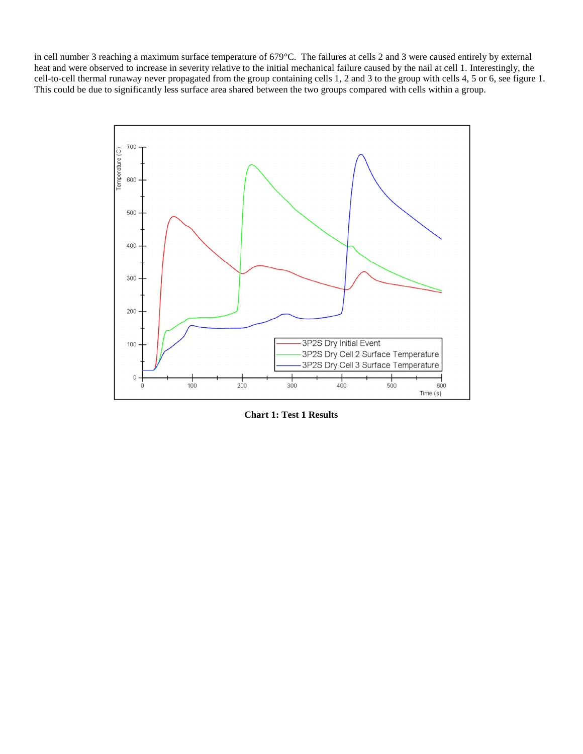in cell number 3 reaching a maximum surface temperature of 679°C. The failures at cells 2 and 3 were caused entirely by external heat and were observed to increase in severity relative to the initial mechanical failure caused by the nail at cell 1. Interestingly, the cell-to-cell thermal runaway never propagated from the group containing cells 1, 2 and 3 to the group with cells 4, 5 or 6, see figure 1. This could be due to significantly less surface area shared between the two groups compared with cells within a group.

**Chart 1: Test 1 Results**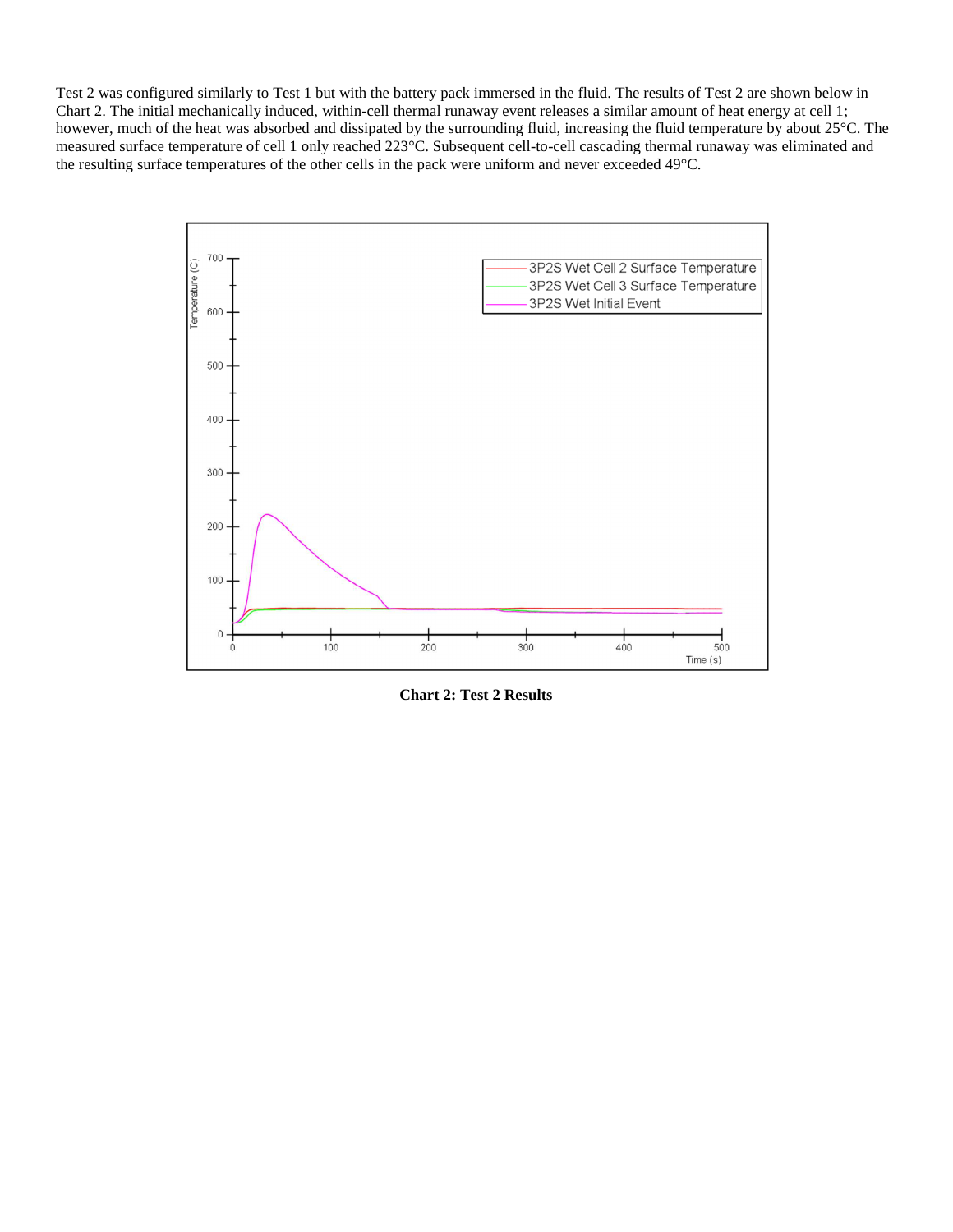Test 2 was configured similarly to Test 1 but with the battery pack immersed in the fluid. The results of Test 2 are shown below in Chart 2. The initial mechanically induced, within-cell thermal runaway event releases a similar amount of heat energy at cell 1; however, much of the heat was absorbed and dissipated by the surrounding fluid, increasing the fluid temperature by about 25°C. The measured surface temperature of cell 1 only reached 223°C. Subsequent cell-to-cell cascading thermal runaway was eliminated and the resulting surface temperatures of the other cells in the pack were uniform and never exceeded 49°C.

**Chart 2: Test 2 Results**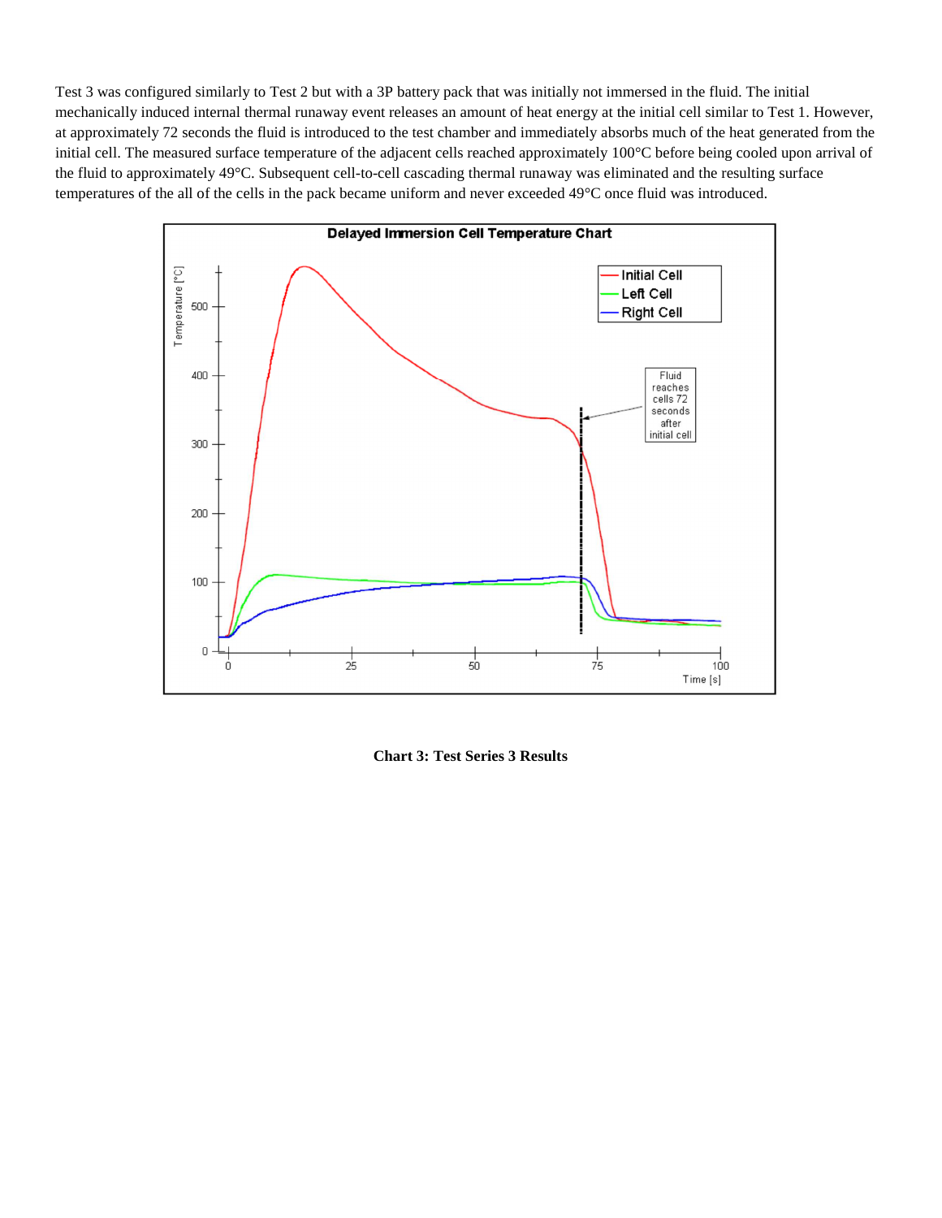Test 3 was configured similarly to Test 2 but with a 3P battery pack that was initially not immersed in the fluid. The initial mechanically induced internal thermal runaway event releases an amount of heat energy at the initial cell similar to Test 1. However, at approximately 72 seconds the fluid is introduced to the test chamber and immediately absorbs much of the heat generated from the initial cell. The measured surface temperature of the adjacent cells reached approximately 100°C before being cooled upon arrival of the fluid to approximately 49°C. Subsequent cell-to-cell cascading thermal runaway was eliminated and the resulting surface temperatures of the all of the cells in the pack became uniform and never exceeded 49°C once fluid was introduced.

**Chart 3: Test Series 3 Results**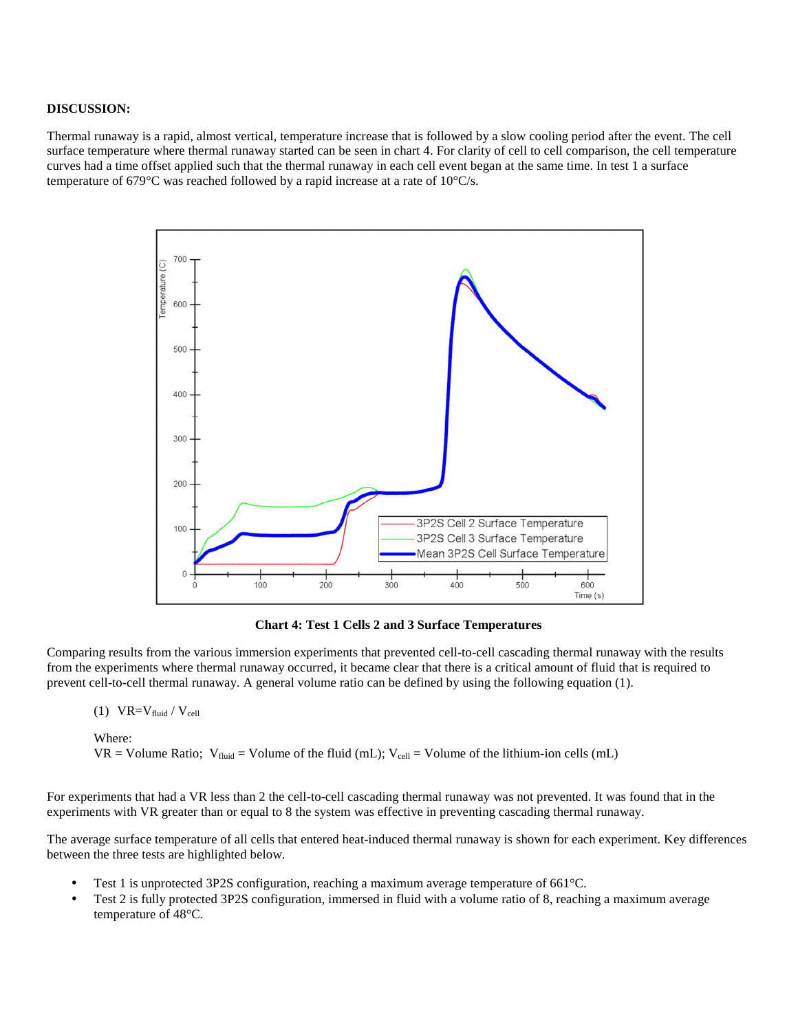**DISCUSSION:**

Thermal runaway is a rapid, almost vertical, temperature increase that is followed by a slow cooling period after the event. The cell surface temperature where thermal runaway started can be seen in chart 4. For clarity of cell to cell comparison, the cell temperature curves had a time offset applied such that the thermal runaway in each cell event began at the same time. In test 1 a surface temperature of 679°C was reached followed by a rapid increase at a rate of 10°C/s.

**Chart 4: Test 1 Cells 2 and 3 Surface Temperatures**

Comparing results from the various immersion experiments that prevented cell-to-cell cascading thermal runaway with the results from the experiments where thermal runaway occurred, it became clear that there is a critical amount of fluid that is required to prevent cell-to-cell thermal runaway. A general volume ratio can be defined by using the following equation (1).

(1) $VR = V_{fluid} / V_{cell}$

Where:
VR = Volume Ratio; $V_{fluid}$ = Volume of the fluid (mL); $V_{cell}$ = Volume of the lithium-ion cells (mL)

For experiments that had a VR less than 2 the cell-to-cell cascading thermal runaway was not prevented. It was found that in the experiments with VR greater than or equal to 8 the system was effective in preventing cascading thermal runaway.

The average surface temperature of all cells that entered heat-induced thermal runaway is shown for each experiment. Key differences between the three tests are highlighted below.

- Test 1 is unprotected 3P2S configuration, reaching a maximum average temperature of 661°C.
- Test 2 is fully protected 3P2S configuration, immersed in fluid with a volume ratio of 8, reaching a maximum average temperature of 48°C.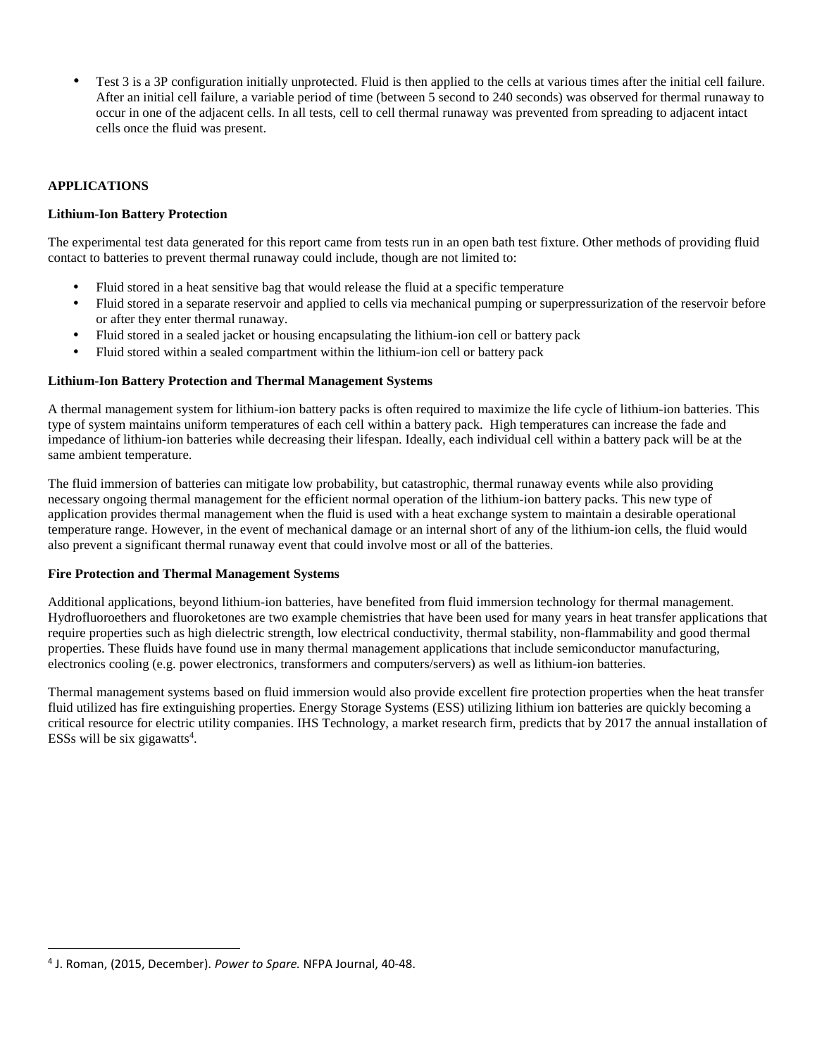- Test 3 is a 3P configuration initially unprotected. Fluid is then applied to the cells at various times after the initial cell failure. After an initial cell failure, a variable period of time (between 5 second to 240 seconds) was observed for thermal runaway to occur in one of the adjacent cells. In all tests, cell to cell thermal runaway was prevented from spreading to adjacent intact cells once the fluid was present.

## APPLICATIONS

### Lithium-Ion Battery Protection

The experimental test data generated for this report came from tests run in an open bath test fixture. Other methods of providing fluid contact to batteries to prevent thermal runaway could include, though are not limited to:

- Fluid stored in a heat sensitive bag that would release the fluid at a specific temperature
- Fluid stored in a separate reservoir and applied to cells via mechanical pumping or superpressurization of the reservoir before or after they enter thermal runaway.
- Fluid stored in a sealed jacket or housing encapsulating the lithium-ion cell or battery pack
- Fluid stored within a sealed compartment within the lithium-ion cell or battery pack

### Lithium-Ion Battery Protection and Thermal Management Systems

A thermal management system for lithium-ion battery packs is often required to maximize the life cycle of lithium-ion batteries. This type of system maintains uniform temperatures of each cell within a battery pack. High temperatures can increase the fade and impedance of lithium-ion batteries while decreasing their lifespan. Ideally, each individual cell within a battery pack will be at the same ambient temperature.

The fluid immersion of batteries can mitigate low probability, but catastrophic, thermal runaway events while also providing necessary ongoing thermal management for the efficient normal operation of the lithium-ion battery packs. This new type of application provides thermal management when the fluid is used with a heat exchange system to maintain a desirable operational temperature range. However, in the event of mechanical damage or an internal short of any of the lithium-ion cells, the fluid would also prevent a significant thermal runaway event that could involve most or all of the batteries.

### Fire Protection and Thermal Management Systems

Additional applications, beyond lithium-ion batteries, have benefited from fluid immersion technology for thermal management. Hydrofluoroethers and fluoroketones are two example chemistries that have been used for many years in heat transfer applications that require properties such as high dielectric strength, low electrical conductivity, thermal stability, non-flammability and good thermal properties. These fluids have found use in many thermal management applications that include semiconductor manufacturing, electronics cooling (e.g. power electronics, transformers and computers/servers) as well as lithium-ion batteries.

Thermal management systems based on fluid immersion would also provide excellent fire protection properties when the heat transfer fluid utilized has fire extinguishing properties. Energy Storage Systems (ESS) utilizing lithium ion batteries are quickly becoming a critical resource for electric utility companies. IHS Technology, a market research firm, predicts that by 2017 the annual installation of ESSs will be six gigawatts[4].

---

[4] J. Roman, (2015, December). *Power to Spare.* NFPA Journal, 40-48.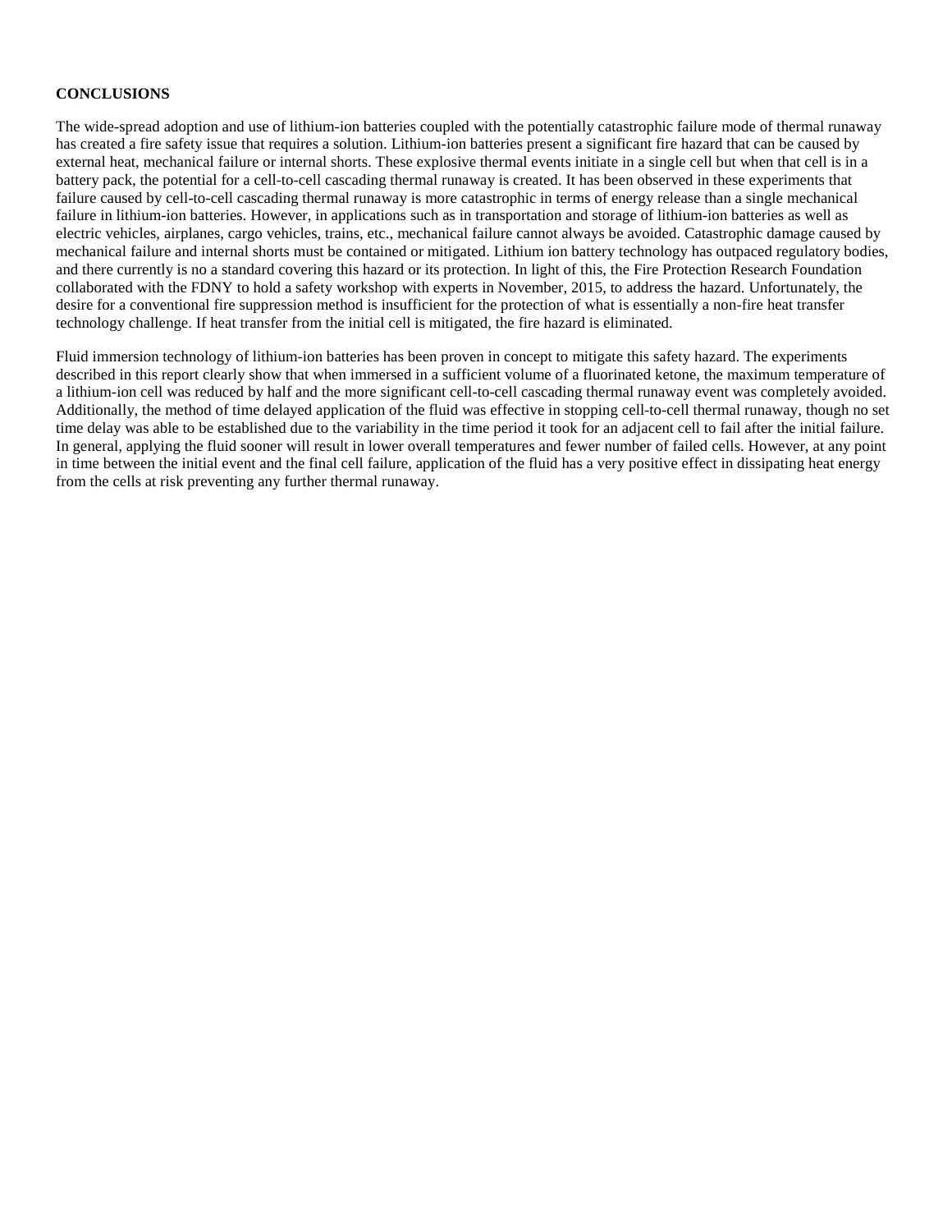**CONCLUSIONS**

The wide-spread adoption and use of lithium-ion batteries coupled with the potentially catastrophic failure mode of thermal runaway has created a fire safety issue that requires a solution. Lithium-ion batteries present a significant fire hazard that can be caused by external heat, mechanical failure or internal shorts. These explosive thermal events initiate in a single cell but when that cell is in a battery pack, the potential for a cell-to-cell cascading thermal runaway is created. It has been observed in these experiments that failure caused by cell-to-cell cascading thermal runaway is more catastrophic in terms of energy release than a single mechanical failure in lithium-ion batteries. However, in applications such as in transportation and storage of lithium-ion batteries as well as electric vehicles, airplanes, cargo vehicles, trains, etc., mechanical failure cannot always be avoided. Catastrophic damage caused by mechanical failure and internal shorts must be contained or mitigated. Lithium ion battery technology has outpaced regulatory bodies, and there currently is no a standard covering this hazard or its protection. In light of this, the Fire Protection Research Foundation collaborated with the FDNY to hold a safety workshop with experts in November, 2015, to address the hazard. Unfortunately, the desire for a conventional fire suppression method is insufficient for the protection of what is essentially a non-fire heat transfer technology challenge. If heat transfer from the initial cell is mitigated, the fire hazard is eliminated.

Fluid immersion technology of lithium-ion batteries has been proven in concept to mitigate this safety hazard. The experiments described in this report clearly show that when immersed in a sufficient volume of a fluorinated ketone, the maximum temperature of a lithium-ion cell was reduced by half and the more significant cell-to-cell cascading thermal runaway event was completely avoided. Additionally, the method of time delayed application of the fluid was effective in stopping cell-to-cell thermal runaway, though no set time delay was able to be established due to the variability in the time period it took for an adjacent cell to fail after the initial failure. In general, applying the fluid sooner will result in lower overall temperatures and fewer number of failed cells. However, at any point in time between the initial event and the final cell failure, application of the fluid has a very positive effect in dissipating heat energy from the cells at risk preventing any further thermal runaway.